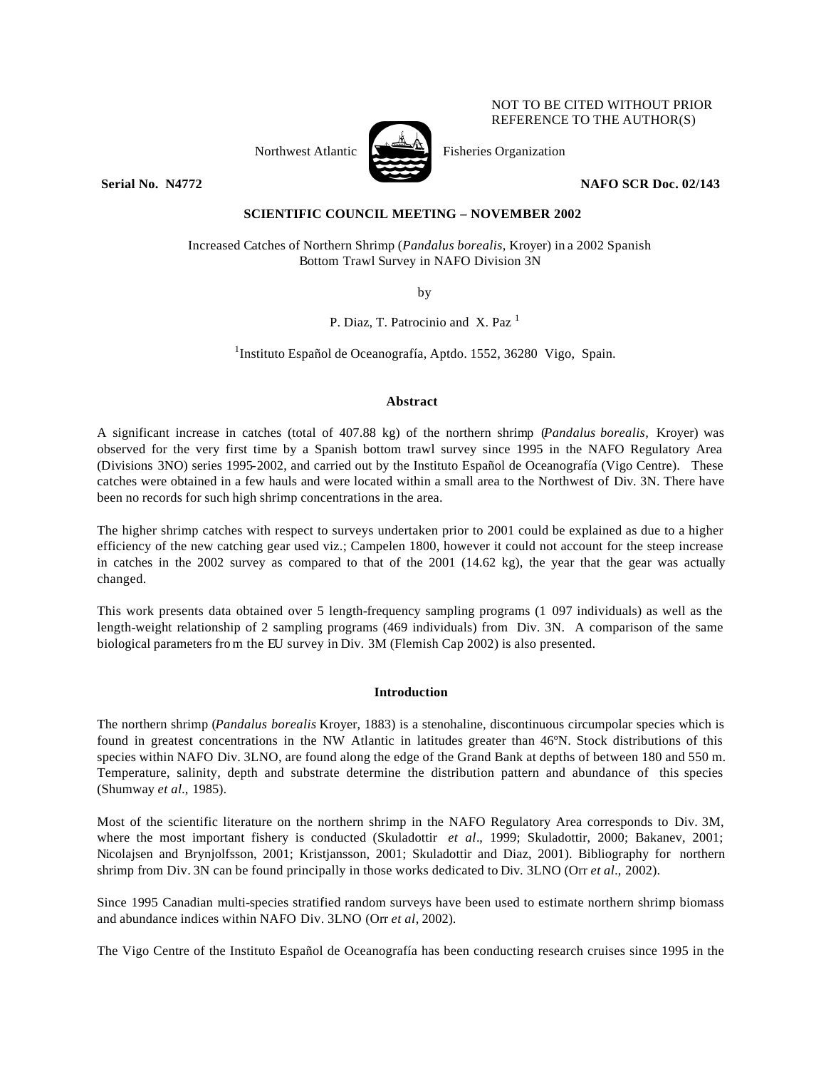NOT TO BE CITED WITHOUT PRIOR REFERENCE TO THE AUTHOR(S)

Northwest Atlantic Fisheries Organization

**Serial No. N4772** **NAFO SCR Doc. 02/143**

**SCIENTIFIC COUNCIL MEETING – NOVEMBER 2002**

Increased Catches of Northern Shrimp (*Pandalus borealis*, Kroyer) in a 2002 Spanish Bottom Trawl Survey in NAFO Division 3N

by

P. Diaz, T. Patrocinio and X. Paz [1]

[1]Instituto Español de Oceanografía, Aptdo. 1552, 36280 Vigo, Spain.

## Abstract

A significant increase in catches (total of 407.88 kg) of the northern shrimp (*Pandalus borealis*, Kroyer) was observed for the very first time by a Spanish bottom trawl survey since 1995 in the NAFO Regulatory Area (Divisions 3NO) series 1995-2002, and carried out by the Instituto Español de Oceanografía (Vigo Centre). These catches were obtained in a few hauls and were located within a small area to the Northwest of Div. 3N. There have been no records for such high shrimp concentrations in the area.

The higher shrimp catches with respect to surveys undertaken prior to 2001 could be explained as due to a higher efficiency of the new catching gear used viz.; Campelen 1800, however it could not account for the steep increase in catches in the 2002 survey as compared to that of the 2001 (14.62 kg), the year that the gear was actually changed.

This work presents data obtained over 5 length-frequency sampling programs (1 097 individuals) as well as the length-weight relationship of 2 sampling programs (469 individuals) from Div. 3N. A comparison of the same biological parameters from the EU survey in Div. 3M (Flemish Cap 2002) is also presented.

## Introduction

The northern shrimp (*Pandalus borealis* Kroyer, 1883) is a stenohaline, discontinuous circumpolar species which is found in greatest concentrations in the NW Atlantic in latitudes greater than 46ºN. Stock distributions of this species within NAFO Div. 3LNO, are found along the edge of the Grand Bank at depths of between 180 and 550 m. Temperature, salinity, depth and substrate determine the distribution pattern and abundance of this species (Shumway *et al*., 1985).

Most of the scientific literature on the northern shrimp in the NAFO Regulatory Area corresponds to Div. 3M, where the most important fishery is conducted (Skuladottir *et al*., 1999; Skuladottir, 2000; Bakanev, 2001; Nicolajsen and Brynjolfsson, 2001; Kristjansson, 2001; Skuladottir and Diaz, 2001). Bibliography for northern shrimp from Div. 3N can be found principally in those works dedicated to Div. 3LNO (Orr *et al*., 2002).

Since 1995 Canadian multi-species stratified random surveys have been used to estimate northern shrimp biomass and abundance indices within NAFO Div. 3LNO (Orr *et al*, 2002).

The Vigo Centre of the Instituto Español de Oceanografía has been conducting research cruises since 1995 in the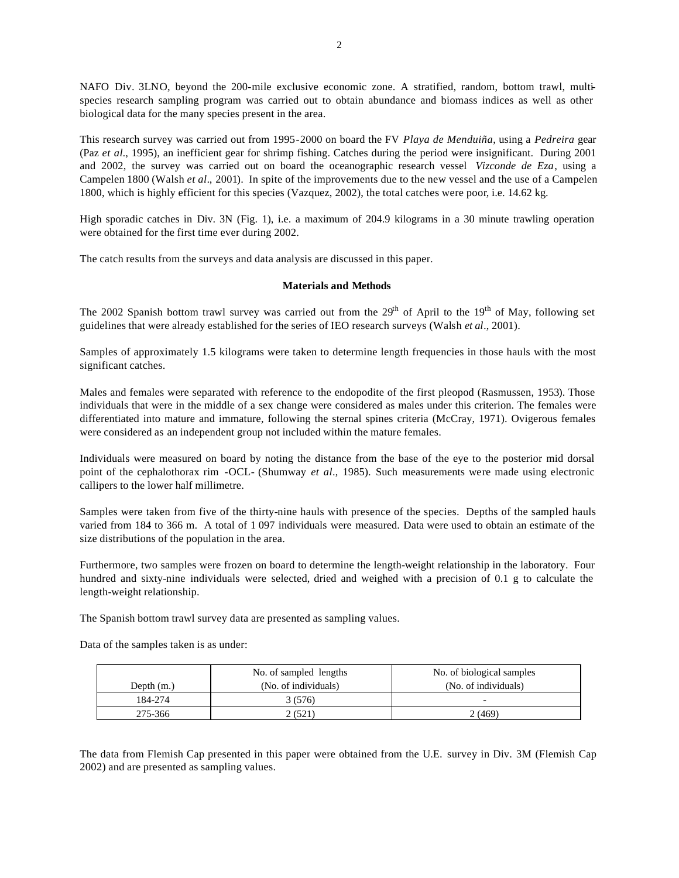NAFO Div. 3LNO, beyond the 200-mile exclusive economic zone. A stratified, random, bottom trawl, multi-species research sampling program was carried out to obtain abundance and biomass indices as well as other biological data for the many species present in the area.

This research survey was carried out from 1995-2000 on board the FV *Playa de Menduiña*, using a *Pedreira* gear (Paz *et al*., 1995), an inefficient gear for shrimp fishing. Catches during the period were insignificant. During 2001 and 2002, the survey was carried out on board the oceanographic research vessel *Vizconde de Eza*, using a Campelen 1800 (Walsh *et al*., 2001). In spite of the improvements due to the new vessel and the use of a Campelen 1800, which is highly efficient for this species (Vazquez, 2002), the total catches were poor, i.e. 14.62 kg.

High sporadic catches in Div. 3N (Fig. 1), i.e. a maximum of 204.9 kilograms in a 30 minute trawling operation were obtained for the first time ever during 2002.

The catch results from the surveys and data analysis are discussed in this paper.

## Materials and Methods

The 2002 Spanish bottom trawl survey was carried out from the 29th of April to the 19th of May, following set guidelines that were already established for the series of IEO research surveys (Walsh *et al*., 2001).

Samples of approximately 1.5 kilograms were taken to determine length frequencies in those hauls with the most significant catches.

Males and females were separated with reference to the endopodite of the first pleopod (Rasmussen, 1953). Those individuals that were in the middle of a sex change were considered as males under this criterion. The females were differentiated into mature and immature, following the sternal spines criteria (McCray, 1971). Ovigerous females were considered as an independent group not included within the mature females.

Individuals were measured on board by noting the distance from the base of the eye to the posterior mid dorsal point of the cephalothorax rim -OCL- (Shumway *et al*., 1985). Such measurements were made using electronic callipers to the lower half millimetre.

Samples were taken from five of the thirty-nine hauls with presence of the species. Depths of the sampled hauls varied from 184 to 366 m. A total of 1 097 individuals were measured. Data were used to obtain an estimate of the size distributions of the population in the area.

Furthermore, two samples were frozen on board to determine the length-weight relationship in the laboratory. Four hundred and sixty-nine individuals were selected, dried and weighed with a precision of 0.1 g to calculate the length-weight relationship.

The Spanish bottom trawl survey data are presented as sampling values.

Data of the samples taken is as under:

| Depth (m.) | No. of sampled lengths (No. of individuals) | No. of biological samples (No. of individuals) |
|---|---|---|
| 184-274 | 3 (576) | - |
| 275-366 | 2 (521) | 2 (469) |

The data from Flemish Cap presented in this paper were obtained from the U.E. survey in Div. 3M (Flemish Cap 2002) and are presented as sampling values.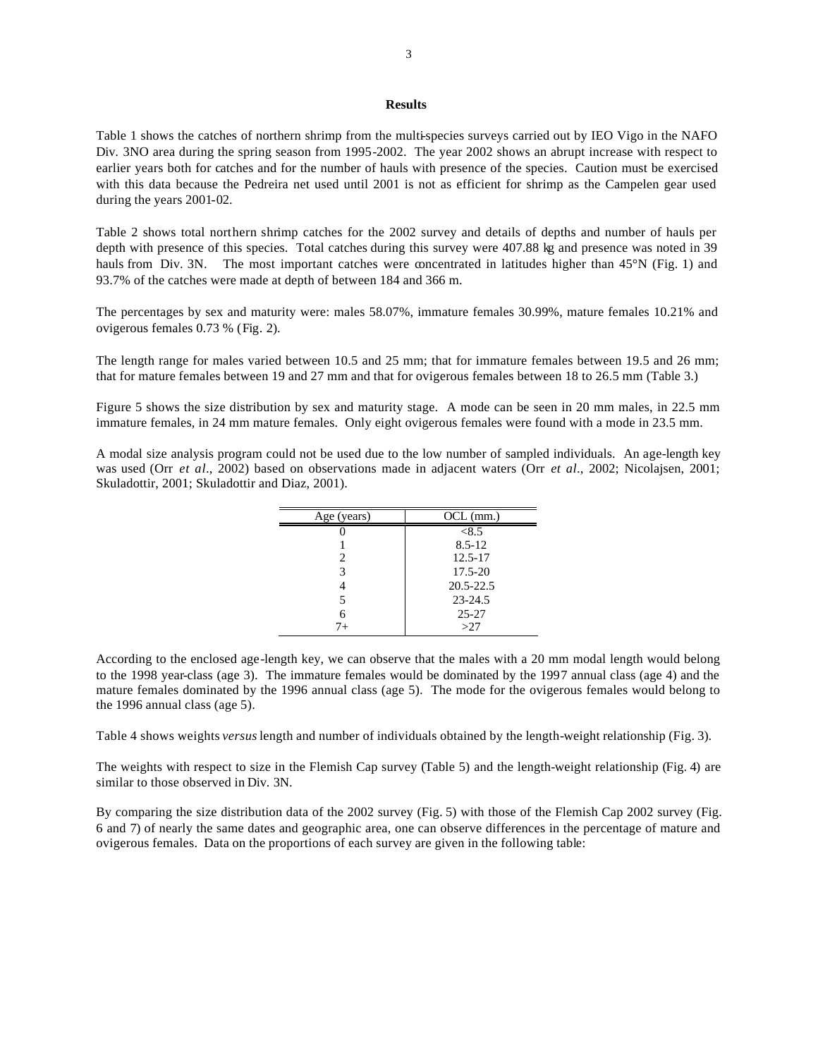## Results

Table 1 shows the catches of northern shrimp from the multi-species surveys carried out by IEO Vigo in the NAFO Div. 3NO area during the spring season from 1995-2002. The year 2002 shows an abrupt increase with respect to earlier years both for catches and for the number of hauls with presence of the species. Caution must be exercised with this data because the Pedreira net used until 2001 is not as efficient for shrimp as the Campelen gear used during the years 2001-02.

Table 2 shows total northern shrimp catches for the 2002 survey and details of depths and number of hauls per depth with presence of this species. Total catches during this survey were 407.88 kg and presence was noted in 39 hauls from Div. 3N. The most important catches were concentrated in latitudes higher than 45°N (Fig. 1) and 93.7% of the catches were made at depth of between 184 and 366 m.

The percentages by sex and maturity were: males 58.07%, immature females 30.99%, mature females 10.21% and ovigerous females 0.73 % (Fig. 2).

The length range for males varied between 10.5 and 25 mm; that for immature females between 19.5 and 26 mm; that for mature females between 19 and 27 mm and that for ovigerous females between 18 to 26.5 mm (Table 3.)

Figure 5 shows the size distribution by sex and maturity stage. A mode can be seen in 20 mm males, in 22.5 mm immature females, in 24 mm mature females. Only eight ovigerous females were found with a mode in 23.5 mm.

A modal size analysis program could not be used due to the low number of sampled individuals. An age-length key was used (Orr *et al*., 2002) based on observations made in adjacent waters (Orr *et al*., 2002; Nicolajsen, 2001; Skuladottir, 2001; Skuladottir and Diaz, 2001).

| Age (years) | OCL (mm.) |
|---|---|
| 0 | <8.5 |
| 1 | 8.5-12 |
| 2 | 12.5-17 |
| 3 | 17.5-20 |
| 4 | 20.5-22.5 |
| 5 | 23-24.5 |
| 6 | 25-27 |
| 7+ | >27 |

According to the enclosed age-length key, we can observe that the males with a 20 mm modal length would belong to the 1998 year-class (age 3). The immature females would be dominated by the 1997 annual class (age 4) and the mature females dominated by the 1996 annual class (age 5). The mode for the ovigerous females would belong to the 1996 annual class (age 5).

Table 4 shows weights *versus* length and number of individuals obtained by the length-weight relationship (Fig. 3).

The weights with respect to size in the Flemish Cap survey (Table 5) and the length-weight relationship (Fig. 4) are similar to those observed in Div. 3N.

By comparing the size distribution data of the 2002 survey (Fig. 5) with those of the Flemish Cap 2002 survey (Fig. 6 and 7) of nearly the same dates and geographic area, one can observe differences in the percentage of mature and ovigerous females. Data on the proportions of each survey are given in the following table: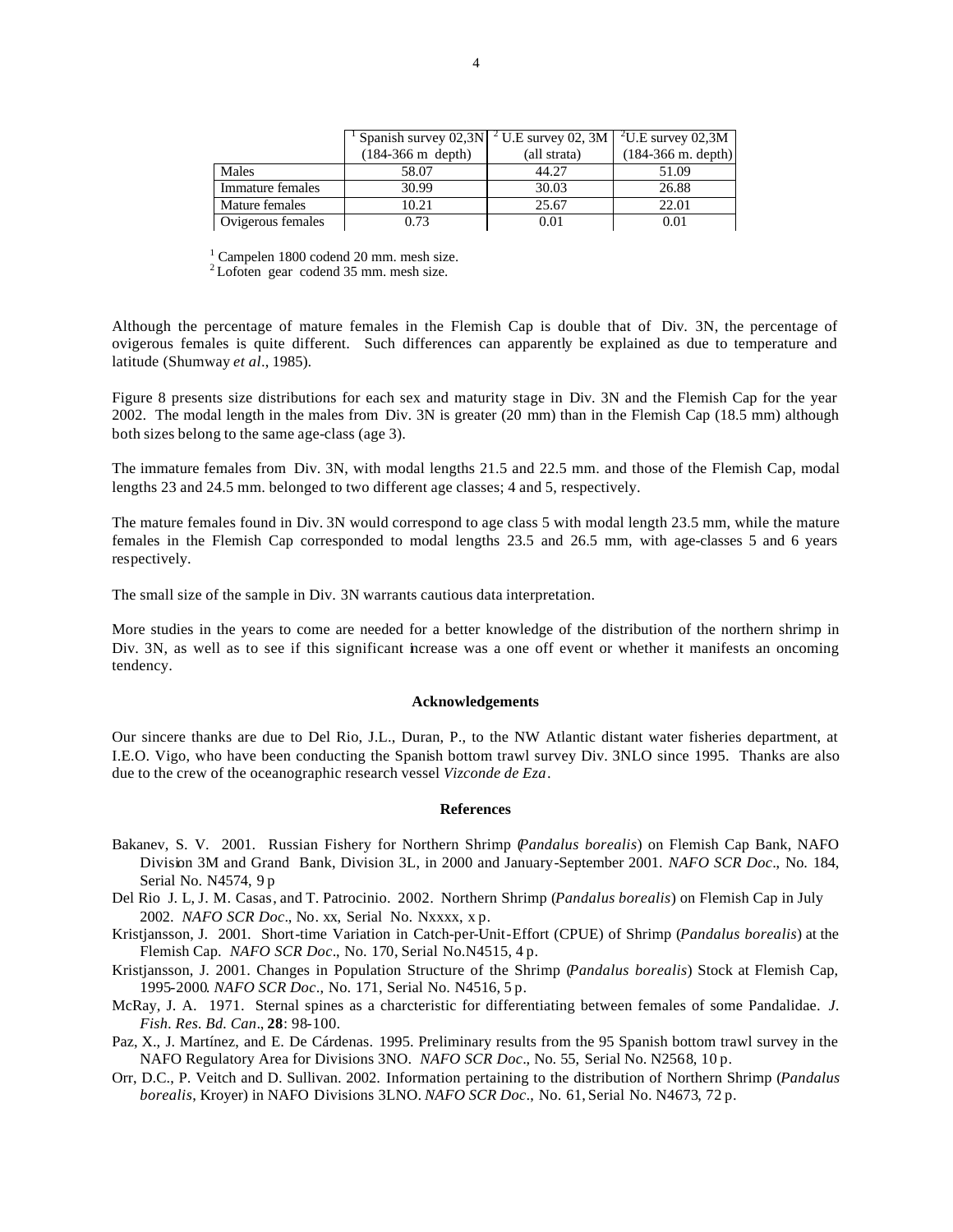| | [1] Spanish survey 02,3N (184-366 m depth) | [2] U.E survey 02, 3M (all strata) | [2]U.E survey 02,3M (184-366 m. depth) |
|---|---|---|---|
| Males | 58.07 | 44.27 | 51.09 |
| Immature females | 30.99 | 30.03 | 26.88 |
| Mature females | 10.21 | 25.67 | 22.01 |
| Ovigerous females | 0.73 | 0.01 | 0.01 |

[1] Campelen 1800 codend 20 mm. mesh size.
[2] Lofoten gear codend 35 mm. mesh size.

Although the percentage of mature females in the Flemish Cap is double that of Div. 3N, the percentage of ovigerous females is quite different. Such differences can apparently be explained as due to temperature and latitude (Shumway *et al*., 1985).

Figure 8 presents size distributions for each sex and maturity stage in Div. 3N and the Flemish Cap for the year 2002. The modal length in the males from Div. 3N is greater (20 mm) than in the Flemish Cap (18.5 mm) although both sizes belong to the same age-class (age 3).

The immature females from Div. 3N, with modal lengths 21.5 and 22.5 mm. and those of the Flemish Cap, modal lengths 23 and 24.5 mm. belonged to two different age classes; 4 and 5, respectively.

The mature females found in Div. 3N would correspond to age class 5 with modal length 23.5 mm, while the mature females in the Flemish Cap corresponded to modal lengths 23.5 and 26.5 mm, with age-classes 5 and 6 years respectively.

The small size of the sample in Div. 3N warrants cautious data interpretation.

More studies in the years to come are needed for a better knowledge of the distribution of the northern shrimp in Div. 3N, as well as to see if this significant increase was a one off event or whether it manifests an oncoming tendency.

## Acknowledgements

Our sincere thanks are due to Del Rio, J.L., Duran, P., to the NW Atlantic distant water fisheries department, at I.E.O. Vigo, who have been conducting the Spanish bottom trawl survey Div. 3NLO since 1995. Thanks are also due to the crew of the oceanographic research vessel *Vizconde de Eza*.

## References

Bakanev, S. V. 2001. Russian Fishery for Northern Shrimp (*Pandalus borealis*) on Flemish Cap Bank, NAFO Division 3M and Grand Bank, Division 3L, in 2000 and January-September 2001. *NAFO SCR Doc*., No. 184, Serial No. N4574, 9 p

Del Rio J. L, J. M. Casas, and T. Patrocinio. 2002. Northern Shrimp (*Pandalus borealis*) on Flemish Cap in July 2002. *NAFO SCR Doc*., No. xx, Serial No. Nxxxx, x p.

Kristjansson, J. 2001. Short-time Variation in Catch-per-Unit-Effort (CPUE) of Shrimp (*Pandalus borealis*) at the Flemish Cap. *NAFO SCR Doc*., No. 170, Serial No.N4515, 4 p.

Kristjansson, J. 2001. Changes in Population Structure of the Shrimp (*Pandalus borealis*) Stock at Flemish Cap, 1995-2000. *NAFO SCR Doc*., No. 171, Serial No. N4516, 5 p.

McRay, J. A. 1971. Sternal spines as a charcteristic for differentiating between females of some Pandalidae. *J. Fish. Res. Bd. Can*., **28**: 98-100.

Paz, X., J. Martínez, and E. De Cárdenas. 1995. Preliminary results from the 95 Spanish bottom trawl survey in the NAFO Regulatory Area for Divisions 3NO. *NAFO SCR Doc*., No. 55, Serial No. N2568, 10 p.

Orr, D.C., P. Veitch and D. Sullivan. 2002. Information pertaining to the distribution of Northern Shrimp (*Pandalus borealis*, Kroyer) in NAFO Divisions 3LNO. *NAFO SCR Doc*., No. 61, Serial No. N4673, 72 p.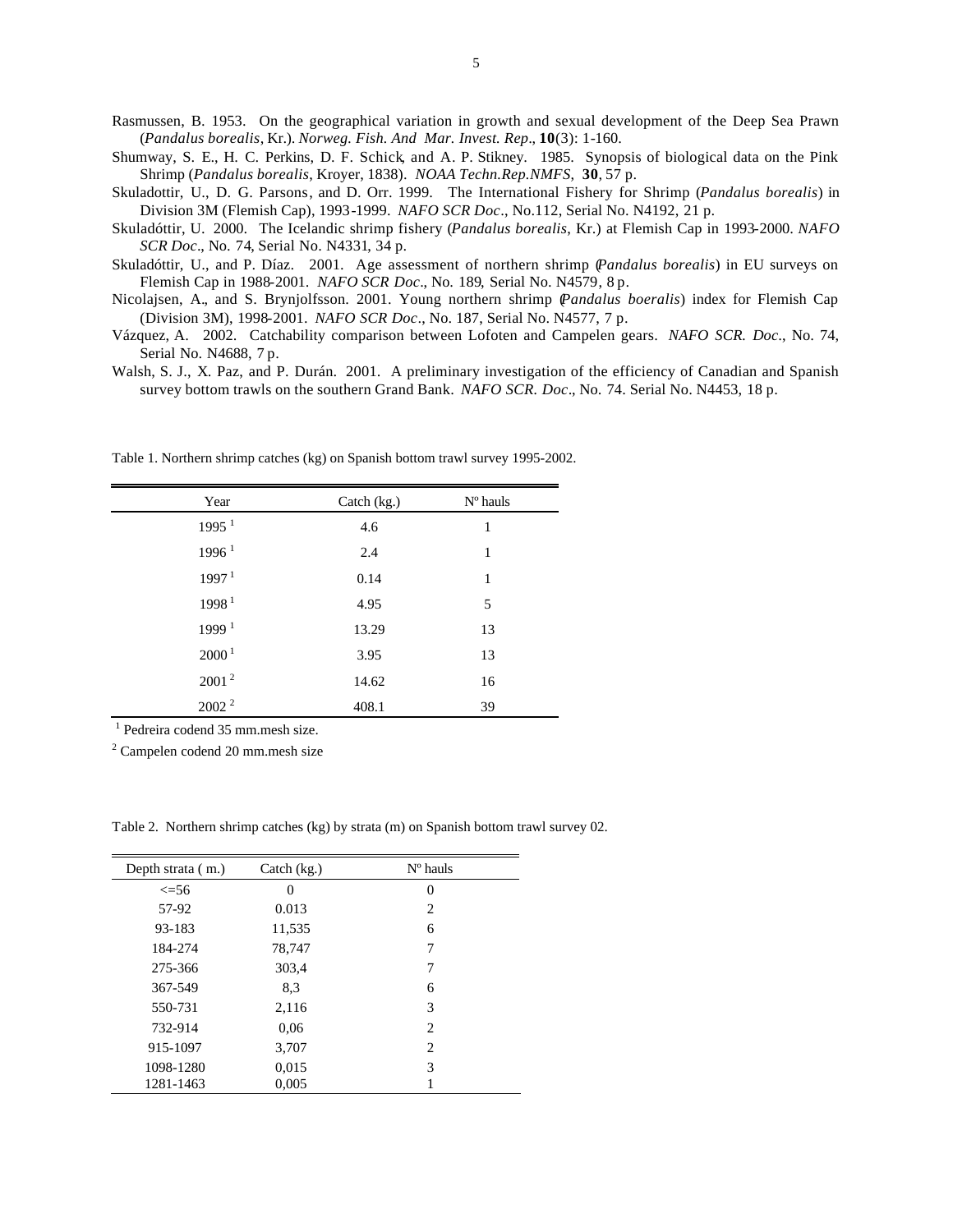Rasmussen, B. 1953. On the geographical variation in growth and sexual development of the Deep Sea Prawn (*Pandalus borealis*, Kr.). *Norweg. Fish. And Mar. Invest. Rep*., **10**(3): 1-160.

Shumway, S. E., H. C. Perkins, D. F. Schick, and A. P. Stikney. 1985. Synopsis of biological data on the Pink Shrimp (*Pandalus borealis*, Kroyer, 1838). *NOAA Techn.Rep.NMFS*, **30**, 57 p.

Skuladottir, U., D. G. Parsons, and D. Orr. 1999. The International Fishery for Shrimp (*Pandalus borealis*) in Division 3M (Flemish Cap), 1993-1999. *NAFO SCR Doc*., No.112, Serial No. N4192, 21 p.

Skuladóttir, U. 2000. The Icelandic shrimp fishery (*Pandalus borealis*, Kr.) at Flemish Cap in 1993-2000. *NAFO SCR Doc*., No. 74, Serial No. N4331, 34 p.

Skuladóttir, U., and P. Díaz. 2001. Age assessment of northern shrimp (*Pandalus borealis*) in EU surveys on Flemish Cap in 1988-2001. *NAFO SCR Doc*., No. 189, Serial No. N4579, 8 p.

Nicolajsen, A., and S. Brynjolfsson. 2001. Young northern shrimp (*Pandalus boeralis*) index for Flemish Cap (Division 3M), 1998-2001. *NAFO SCR Doc*., No. 187, Serial No. N4577, 7 p.

Vázquez, A. 2002. Catchability comparison between Lofoten and Campelen gears. *NAFO SCR. Doc*., No. 74, Serial No. N4688, 7 p.

Walsh, S. J., X. Paz, and P. Durán. 2001. A preliminary investigation of the efficiency of Canadian and Spanish survey bottom trawls on the southern Grand Bank. *NAFO SCR. Doc*., No. 74. Serial No. N4453, 18 p.

Table 1. Northern shrimp catches (kg) on Spanish bottom trawl survey 1995-2002.

| Year | Catch (kg.) | Nº hauls |
|---|---|---|
| 1995 [1] | 4.6 | 1 |
| 1996 [1] | 2.4 | 1 |
| 1997 [1] | 0.14 | 1 |
| 1998 [1] | 4.95 | 5 |
| 1999 [1] | 13.29 | 13 |
| 2000 [1] | 3.95 | 13 |
| 2001 [2] | 14.62 | 16 |
| 2002 [2] | 408.1 | 39 |

[1] Pedreira codend 35 mm.mesh size.

[2] Campelen codend 20 mm.mesh size

Table 2. Northern shrimp catches (kg) by strata (m) on Spanish bottom trawl survey 02.

| Depth strata ( m.) | Catch (kg.) | Nº hauls |
|---|---|---|
| <=56 | 0 | 0 |
| 57-92 | 0.013 | 2 |
| 93-183 | 11,535 | 6 |
| 184-274 | 78,747 | 7 |
| 275-366 | 303,4 | 7 |
| 367-549 | 8,3 | 6 |
| 550-731 | 2,116 | 3 |
| 732-914 | 0,06 | 2 |
| 915-1097 | 3,707 | 2 |
| 1098-1280 | 0,015 | 3 |
| 1281-1463 | 0,005 | 1 |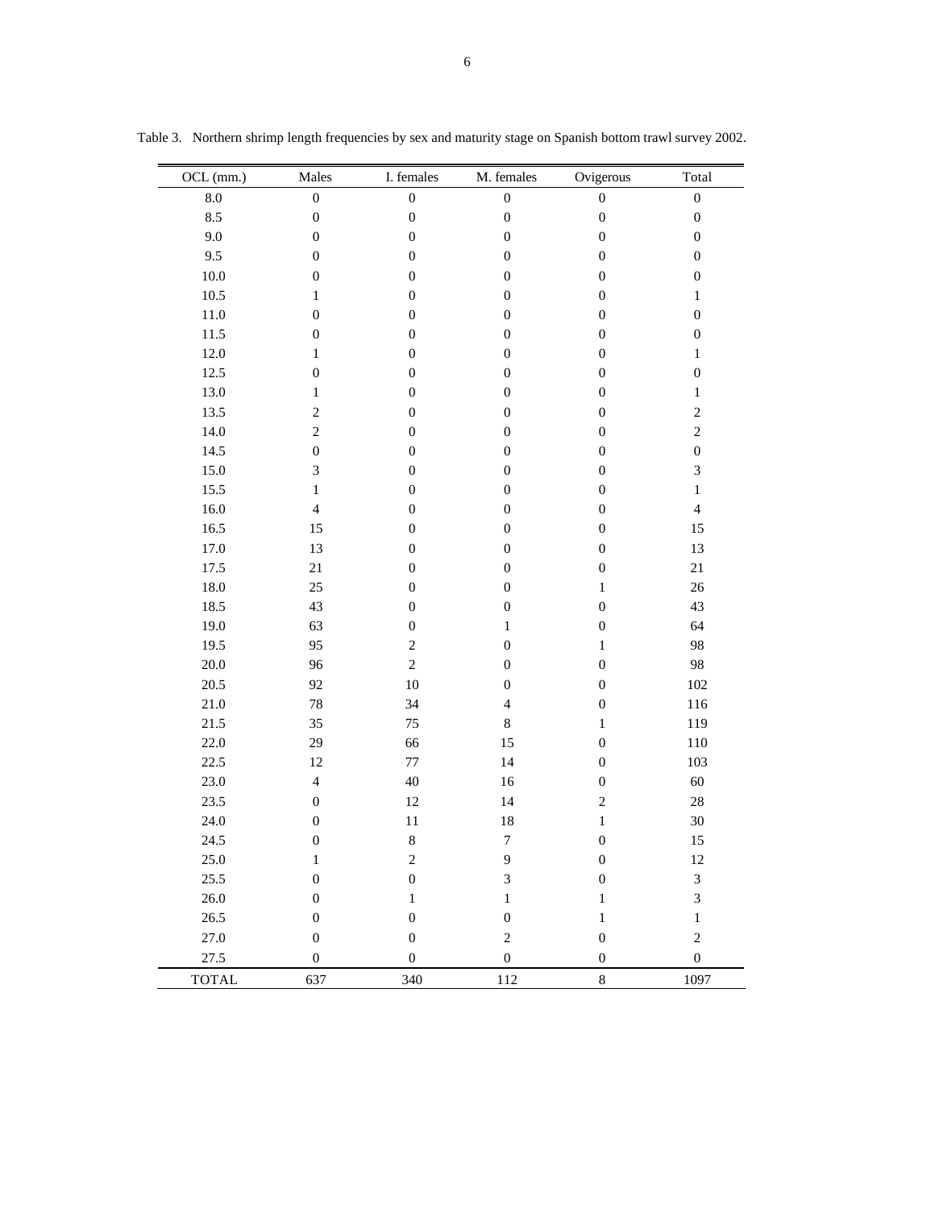Table 3. Northern shrimp length frequencies by sex and maturity stage on Spanish bottom trawl survey 2002.

| OCL (mm.) | Males | I. females | M. females | Ovigerous | Total |
|---|---|---|---|---|---|
| 8.0 | 0 | 0 | 0 | 0 | 0 |
| 8.5 | 0 | 0 | 0 | 0 | 0 |
| 9.0 | 0 | 0 | 0 | 0 | 0 |
| 9.5 | 0 | 0 | 0 | 0 | 0 |
| 10.0 | 0 | 0 | 0 | 0 | 0 |
| 10.5 | 1 | 0 | 0 | 0 | 1 |
| 11.0 | 0 | 0 | 0 | 0 | 0 |
| 11.5 | 0 | 0 | 0 | 0 | 0 |
| 12.0 | 1 | 0 | 0 | 0 | 1 |
| 12.5 | 0 | 0 | 0 | 0 | 0 |
| 13.0 | 1 | 0 | 0 | 0 | 1 |
| 13.5 | 2 | 0 | 0 | 0 | 2 |
| 14.0 | 2 | 0 | 0 | 0 | 2 |
| 14.5 | 0 | 0 | 0 | 0 | 0 |
| 15.0 | 3 | 0 | 0 | 0 | 3 |
| 15.5 | 1 | 0 | 0 | 0 | 1 |
| 16.0 | 4 | 0 | 0 | 0 | 4 |
| 16.5 | 15 | 0 | 0 | 0 | 15 |
| 17.0 | 13 | 0 | 0 | 0 | 13 |
| 17.5 | 21 | 0 | 0 | 0 | 21 |
| 18.0 | 25 | 0 | 0 | 1 | 26 |
| 18.5 | 43 | 0 | 0 | 0 | 43 |
| 19.0 | 63 | 0 | 1 | 0 | 64 |
| 19.5 | 95 | 2 | 0 | 1 | 98 |
| 20.0 | 96 | 2 | 0 | 0 | 98 |
| 20.5 | 92 | 10 | 0 | 0 | 102 |
| 21.0 | 78 | 34 | 4 | 0 | 116 |
| 21.5 | 35 | 75 | 8 | 1 | 119 |
| 22.0 | 29 | 66 | 15 | 0 | 110 |
| 22.5 | 12 | 77 | 14 | 0 | 103 |
| 23.0 | 4 | 40 | 16 | 0 | 60 |
| 23.5 | 0 | 12 | 14 | 2 | 28 |
| 24.0 | 0 | 11 | 18 | 1 | 30 |
| 24.5 | 0 | 8 | 7 | 0 | 15 |
| 25.0 | 1 | 2 | 9 | 0 | 12 |
| 25.5 | 0 | 0 | 3 | 0 | 3 |
| 26.0 | 0 | 1 | 1 | 1 | 3 |
| 26.5 | 0 | 0 | 0 | 1 | 1 |
| 27.0 | 0 | 0 | 2 | 0 | 2 |
| 27.5 | 0 | 0 | 0 | 0 | 0 |
| TOTAL | 637 | 340 | 112 | 8 | 1097 |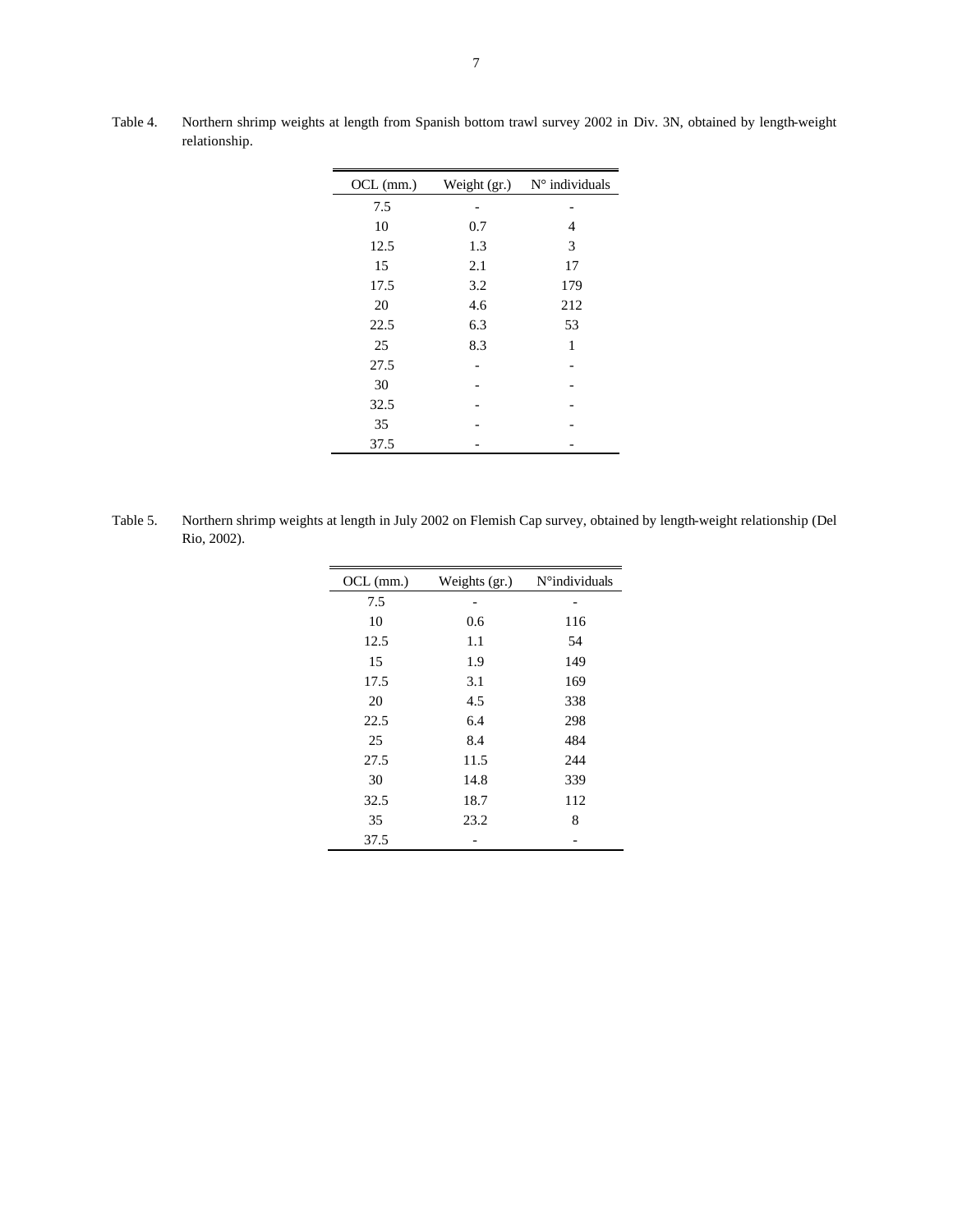Table 4. Northern shrimp weights at length from Spanish bottom trawl survey 2002 in Div. 3N, obtained by length-weight relationship.

| OCL (mm.) | Weight (gr.) | N° individuals |
|---|---|---|
| 7.5 | - | - |
| 10 | 0.7 | 4 |
| 12.5 | 1.3 | 3 |
| 15 | 2.1 | 17 |
| 17.5 | 3.2 | 179 |
| 20 | 4.6 | 212 |
| 22.5 | 6.3 | 53 |
| 25 | 8.3 | 1 |
| 27.5 | - | - |
| 30 | - | - |
| 32.5 | - | - |
| 35 | - | - |
| 37.5 | - | - |

Table 5. Northern shrimp weights at length in July 2002 on Flemish Cap survey, obtained by length-weight relationship (Del Rio, 2002).

| OCL (mm.) | Weights (gr.) | N°individuals |
|---|---|---|
| 7.5 | - | - |
| 10 | 0.6 | 116 |
| 12.5 | 1.1 | 54 |
| 15 | 1.9 | 149 |
| 17.5 | 3.1 | 169 |
| 20 | 4.5 | 338 |
| 22.5 | 6.4 | 298 |
| 25 | 8.4 | 484 |
| 27.5 | 11.5 | 244 |
| 30 | 14.8 | 339 |
| 32.5 | 18.7 | 112 |
| 35 | 23.2 | 8 |
| 37.5 | - | - |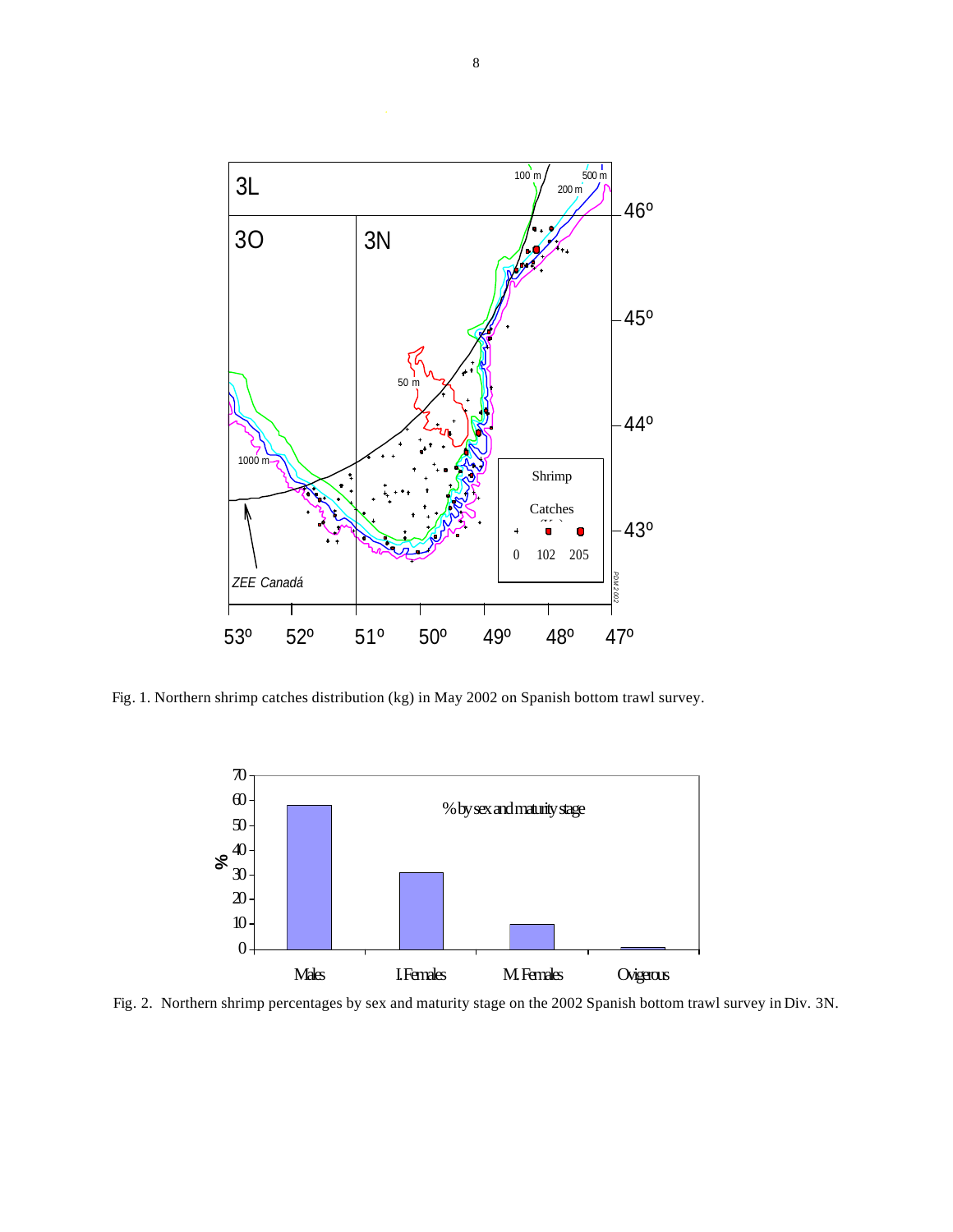Fig. 1. Northern shrimp catches distribution (kg) in May 2002 on Spanish bottom trawl survey.

Fig. 2. Northern shrimp percentages by sex and maturity stage on the 2002 Spanish bottom trawl survey in Div. 3N.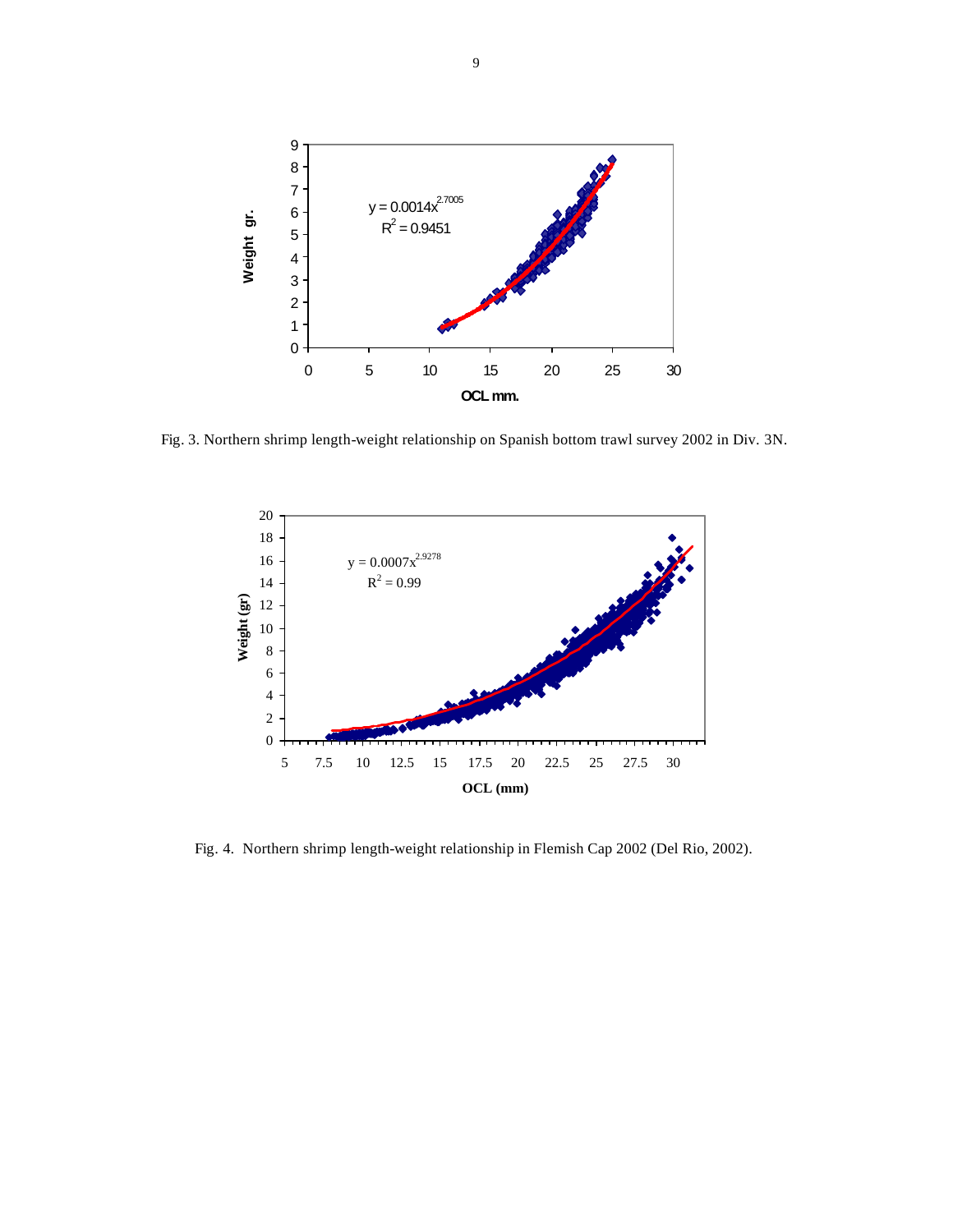Fig. 3. Northern shrimp length-weight relationship on Spanish bottom trawl survey 2002 in Div. 3N.

Fig. 4. Northern shrimp length-weight relationship in Flemish Cap 2002 (Del Rio, 2002).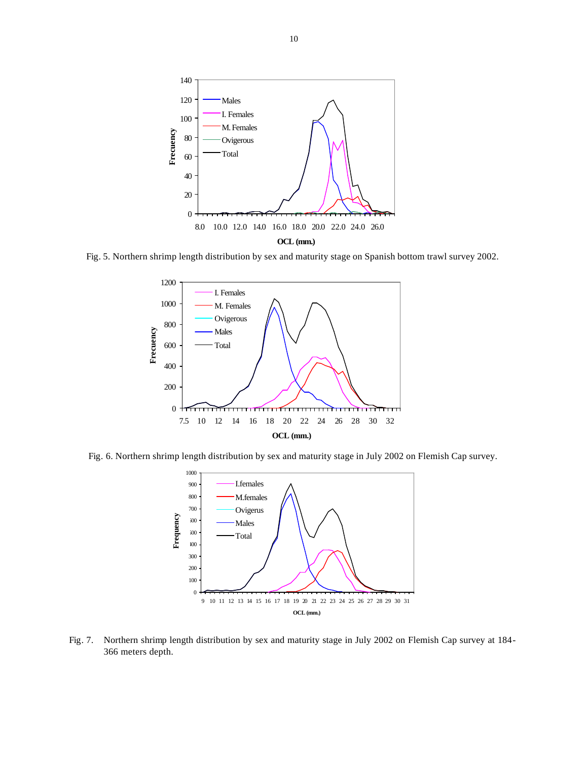Fig. 5. Northern shrimp length distribution by sex and maturity stage on Spanish bottom trawl survey 2002.

Fig. 6. Northern shrimp length distribution by sex and maturity stage in July 2002 on Flemish Cap survey.

Fig. 7. Northern shrimp length distribution by sex and maturity stage in July 2002 on Flemish Cap survey at 184-366 meters depth.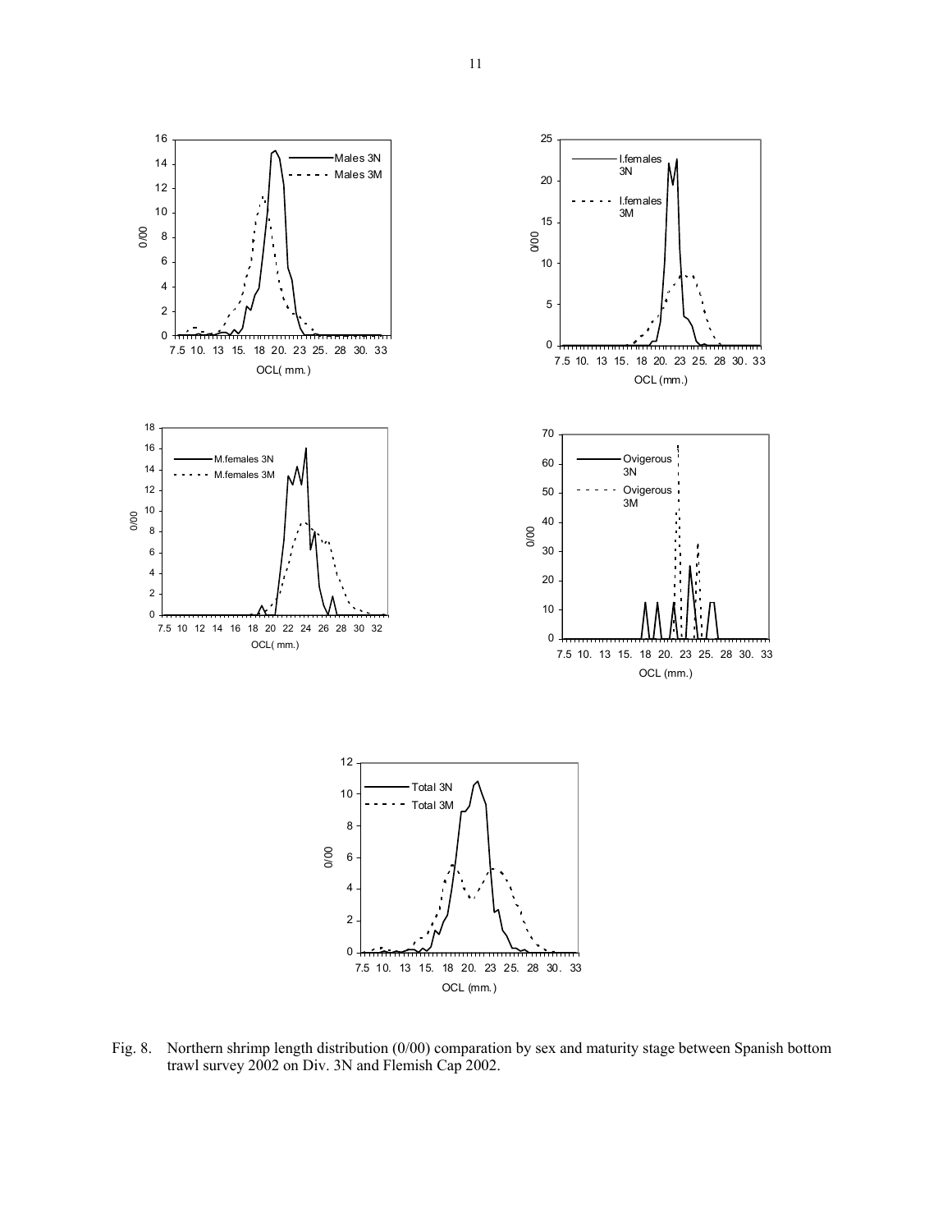16
14
12
10
8
6
4
2
0
0/00
7.5 10. 13 15. 18 20. 23 25. 28 30. 33
OCL( mm.)
Males 3N
Males 3M

25
20
15
10
5
0
0/00
7.5 10. 13 15. 18 20. 23 25. 28 30. 33
OCL (mm.)
I.females 3N
I.females 3M

18
16
14
12
10
8
6
4
2
0
0/00
7.5 10 12 14 16 18 20 22 24 26 28 30 32
OCL( mm.)
M.females 3N
M.females 3M

70
60
50
40
30
20
10
0
0/00
7.5 10. 13 15. 18 20. 23 25. 28 30. 33
OCL (mm.)
Ovigerous 3N
Ovigerous 3M

12
10
8
6
4
2
0
0/00
7.5 10. 13 15. 18 20. 23 25. 28 30. 33
OCL (mm.)
Total 3N
Total 3M

Fig. 8. Northern shrimp length distribution (0/00) comparation by sex and maturity stage between Spanish bottom trawl survey 2002 on Div. 3N and Flemish Cap 2002.